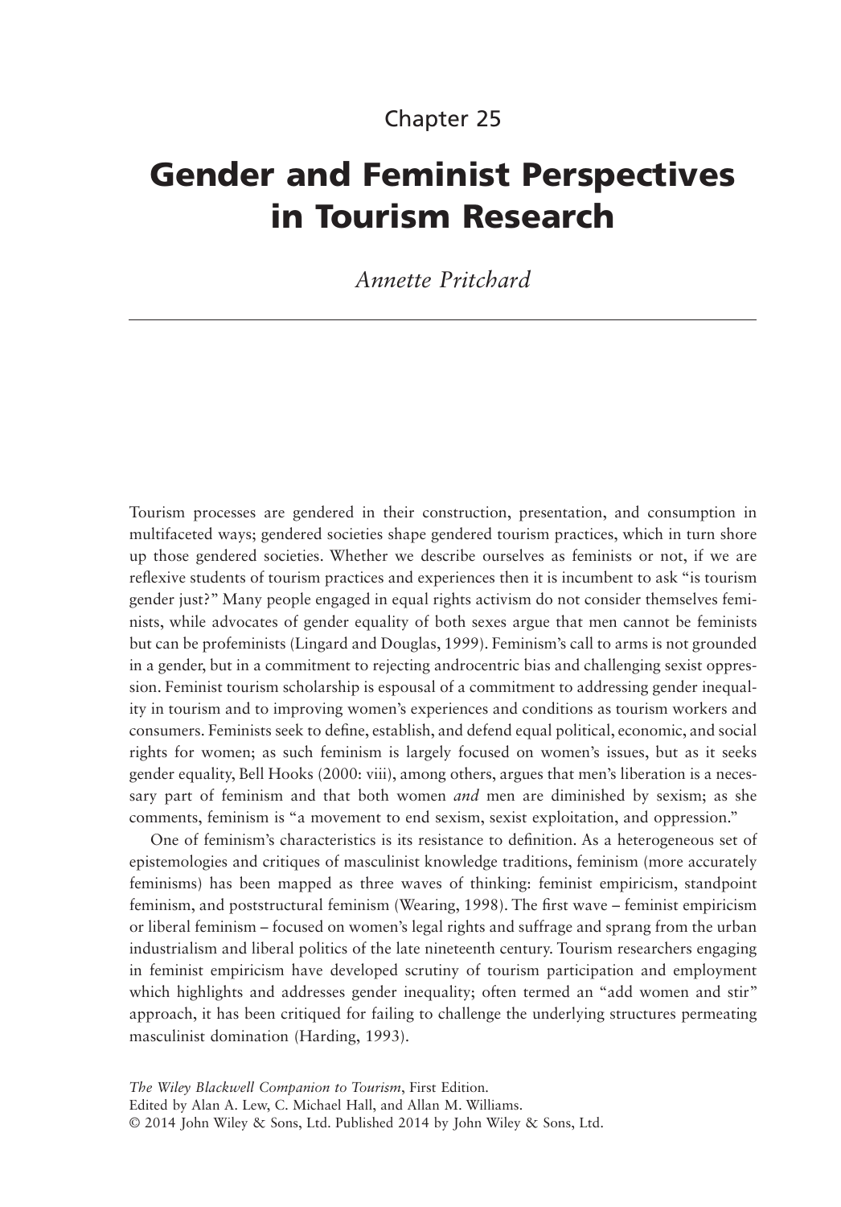Chapter 25

# Gender and Feminist Perspectives in Tourism Research

*Annette Pritchard*

Tourism processes are gendered in their construction, presentation, and consumption in multifaceted ways; gendered societies shape gendered tourism practices, which in turn shore up those gendered societies. Whether we describe ourselves as feminists or not, if we are reflexive students of tourism practices and experiences then it is incumbent to ask "is tourism gender just?" Many people engaged in equal rights activism do not consider themselves feminists, while advocates of gender equality of both sexes argue that men cannot be feminists but can be profeminists (Lingard and Douglas, 1999). Feminism's call to arms is not grounded in a gender, but in a commitment to rejecting androcentric bias and challenging sexist oppression. Feminist tourism scholarship is espousal of a commitment to addressing gender inequality in tourism and to improving women's experiences and conditions as tourism workers and consumers. Feminists seek to define, establish, and defend equal political, economic, and social rights for women; as such feminism is largely focused on women's issues, but as it seeks gender equality, Bell Hooks (2000: viii), among others, argues that men's liberation is a necessary part of feminism and that both women *and* men are diminished by sexism; as she comments, feminism is "a movement to end sexism, sexist exploitation, and oppression."

One of feminism's characteristics is its resistance to definition. As a heterogeneous set of epistemologies and critiques of masculinist knowledge traditions, feminism (more accurately feminisms) has been mapped as three waves of thinking: feminist empiricism, standpoint feminism, and poststructural feminism (Wearing, 1998). The first wave – feminist empiricism or liberal feminism – focused on women's legal rights and suffrage and sprang from the urban industrialism and liberal politics of the late nineteenth century. Tourism researchers engaging in feminist empiricism have developed scrutiny of tourism participation and employment which highlights and addresses gender inequality; often termed an "add women and stir" approach, it has been critiqued for failing to challenge the underlying structures permeating masculinist domination (Harding, 1993).

*The Wiley Blackwell Companion to Tourism*, First Edition.
Edited by Alan A. Lew, C. Michael Hall, and Allan M. Williams.
© 2014 John Wiley & Sons, Ltd. Published 2014 by John Wiley & Sons, Ltd.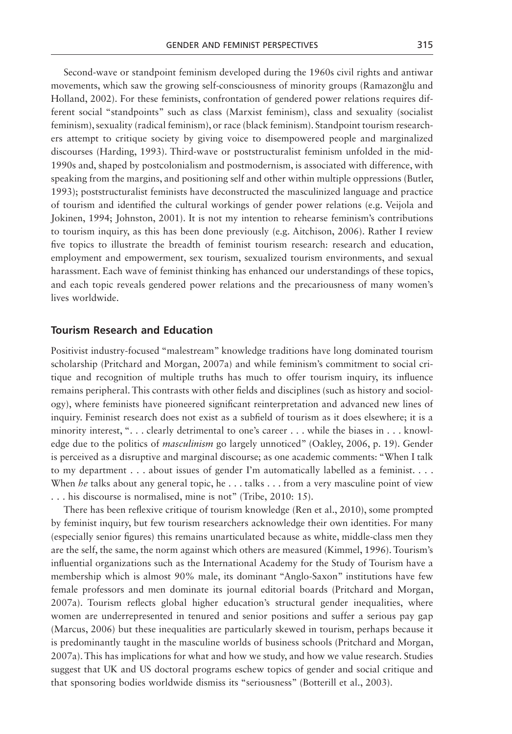Second-wave or standpoint feminism developed during the 1960s civil rights and antiwar movements, which saw the growing self-consciousness of minority groups (Ramazonğlu and Holland, 2002). For these feminists, confrontation of gendered power relations requires different social "standpoints" such as class (Marxist feminism), class and sexuality (socialist feminism), sexuality (radical feminism), or race (black feminism). Standpoint tourism researchers attempt to critique society by giving voice to disempowered people and marginalized discourses (Harding, 1993). Third-wave or poststructuralist feminism unfolded in the mid-1990s and, shaped by postcolonialism and postmodernism, is associated with difference, with speaking from the margins, and positioning self and other within multiple oppressions (Butler, 1993); poststructuralist feminists have deconstructed the masculinized language and practice of tourism and identified the cultural workings of gender power relations (e.g. Veijola and Jokinen, 1994; Johnston, 2001). It is not my intention to rehearse feminism's contributions to tourism inquiry, as this has been done previously (e.g. Aitchison, 2006). Rather I review five topics to illustrate the breadth of feminist tourism research: research and education, employment and empowerment, sex tourism, sexualized tourism environments, and sexual harassment. Each wave of feminist thinking has enhanced our understandings of these topics, and each topic reveals gendered power relations and the precariousness of many women's lives worldwide.

## Tourism Research and Education

Positivist industry-focused "malestream" knowledge traditions have long dominated tourism scholarship (Pritchard and Morgan, 2007a) and while feminism's commitment to social critique and recognition of multiple truths has much to offer tourism inquiry, its influence remains peripheral. This contrasts with other fields and disciplines (such as history and sociology), where feminists have pioneered significant reinterpretation and advanced new lines of inquiry. Feminist research does not exist as a subfield of tourism as it does elsewhere; it is a minority interest, ". . . clearly detrimental to one's career . . . while the biases in . . . knowledge due to the politics of *masculinism* go largely unnoticed" (Oakley, 2006, p. 19). Gender is perceived as a disruptive and marginal discourse; as one academic comments: "When I talk to my department . . . about issues of gender I'm automatically labelled as a feminist. . . . When *he* talks about any general topic, he . . . talks . . . from a very masculine point of view . . . his discourse is normalised, mine is not" (Tribe, 2010: 15).

There has been reflexive critique of tourism knowledge (Ren et al., 2010), some prompted by feminist inquiry, but few tourism researchers acknowledge their own identities. For many (especially senior figures) this remains unarticulated because as white, middle-class men they are the self, the same, the norm against which others are measured (Kimmel, 1996). Tourism's influential organizations such as the International Academy for the Study of Tourism have a membership which is almost 90% male, its dominant "Anglo-Saxon" institutions have few female professors and men dominate its journal editorial boards (Pritchard and Morgan, 2007a). Tourism reflects global higher education's structural gender inequalities, where women are underrepresented in tenured and senior positions and suffer a serious pay gap (Marcus, 2006) but these inequalities are particularly skewed in tourism, perhaps because it is predominantly taught in the masculine worlds of business schools (Pritchard and Morgan, 2007a). This has implications for what and how we study, and how we value research. Studies suggest that UK and US doctoral programs eschew topics of gender and social critique and that sponsoring bodies worldwide dismiss its "seriousness" (Botterill et al., 2003).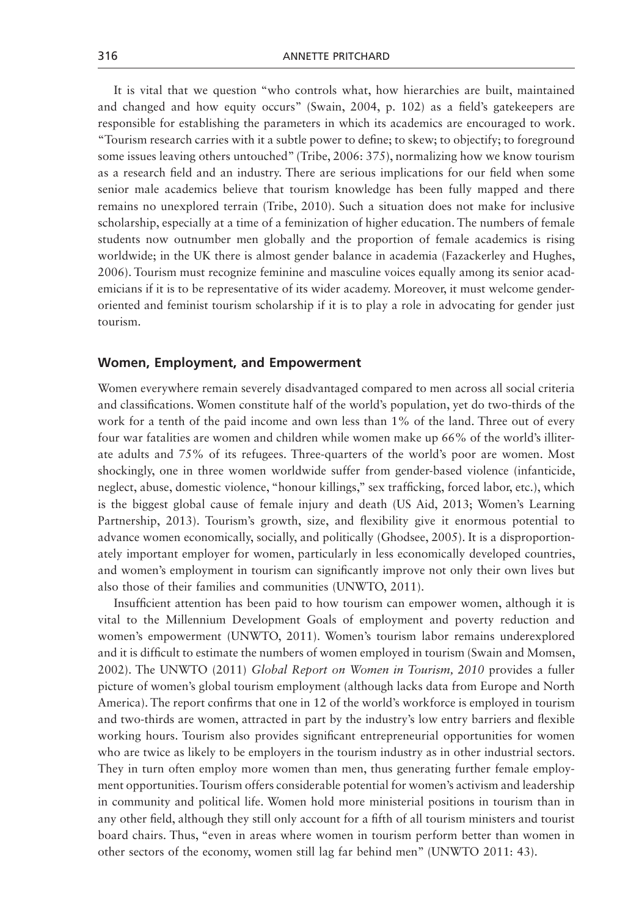It is vital that we question "who controls what, how hierarchies are built, maintained and changed and how equity occurs" (Swain, 2004, p. 102) as a field's gatekeepers are responsible for establishing the parameters in which its academics are encouraged to work. "Tourism research carries with it a subtle power to define; to skew; to objectify; to foreground some issues leaving others untouched" (Tribe, 2006: 375), normalizing how we know tourism as a research field and an industry. There are serious implications for our field when some senior male academics believe that tourism knowledge has been fully mapped and there remains no unexplored terrain (Tribe, 2010). Such a situation does not make for inclusive scholarship, especially at a time of a feminization of higher education. The numbers of female students now outnumber men globally and the proportion of female academics is rising worldwide; in the UK there is almost gender balance in academia (Fazackerley and Hughes, 2006). Tourism must recognize feminine and masculine voices equally among its senior academicians if it is to be representative of its wider academy. Moreover, it must welcome gender-oriented and feminist tourism scholarship if it is to play a role in advocating for gender just tourism.

### Women, Employment, and Empowerment

Women everywhere remain severely disadvantaged compared to men across all social criteria and classifications. Women constitute half of the world's population, yet do two-thirds of the work for a tenth of the paid income and own less than 1% of the land. Three out of every four war fatalities are women and children while women make up 66% of the world's illiterate adults and 75% of its refugees. Three-quarters of the world's poor are women. Most shockingly, one in three women worldwide suffer from gender-based violence (infanticide, neglect, abuse, domestic violence, "honour killings," sex trafficking, forced labor, etc.), which is the biggest global cause of female injury and death (US Aid, 2013; Women's Learning Partnership, 2013). Tourism's growth, size, and flexibility give it enormous potential to advance women economically, socially, and politically (Ghodsee, 2005). It is a disproportionately important employer for women, particularly in less economically developed countries, and women's employment in tourism can significantly improve not only their own lives but also those of their families and communities (UNWTO, 2011).

Insufficient attention has been paid to how tourism can empower women, although it is vital to the Millennium Development Goals of employment and poverty reduction and women's empowerment (UNWTO, 2011). Women's tourism labor remains underexplored and it is difficult to estimate the numbers of women employed in tourism (Swain and Momsen, 2002). The UNWTO (2011) *Global Report on Women in Tourism, 2010* provides a fuller picture of women's global tourism employment (although lacks data from Europe and North America). The report confirms that one in 12 of the world's workforce is employed in tourism and two-thirds are women, attracted in part by the industry's low entry barriers and flexible working hours. Tourism also provides significant entrepreneurial opportunities for women who are twice as likely to be employers in the tourism industry as in other industrial sectors. They in turn often employ more women than men, thus generating further female employment opportunities. Tourism offers considerable potential for women's activism and leadership in community and political life. Women hold more ministerial positions in tourism than in any other field, although they still only account for a fifth of all tourism ministers and tourist board chairs. Thus, "even in areas where women in tourism perform better than women in other sectors of the economy, women still lag far behind men" (UNWTO 2011: 43).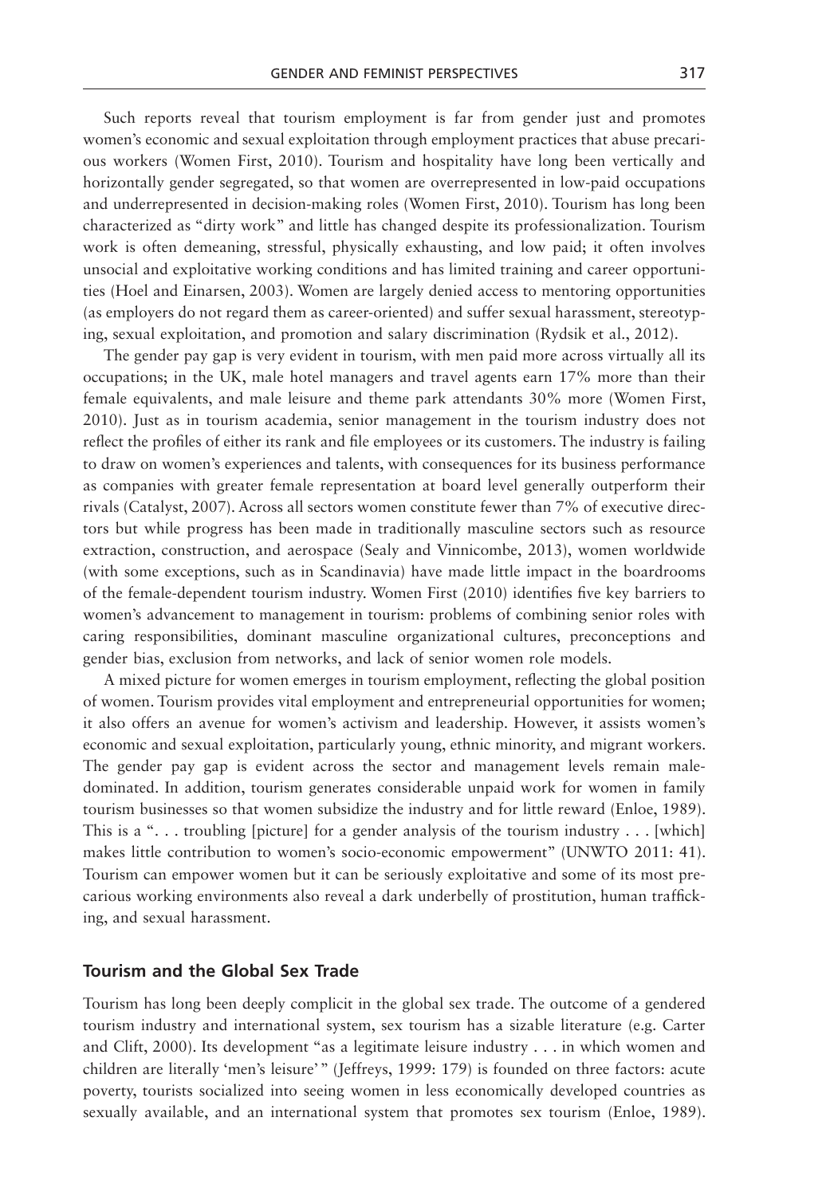Such reports reveal that tourism employment is far from gender just and promotes women's economic and sexual exploitation through employment practices that abuse precarious workers (Women First, 2010). Tourism and hospitality have long been vertically and horizontally gender segregated, so that women are overrepresented in low-paid occupations and underrepresented in decision-making roles (Women First, 2010). Tourism has long been characterized as "dirty work" and little has changed despite its professionalization. Tourism work is often demeaning, stressful, physically exhausting, and low paid; it often involves unsocial and exploitative working conditions and has limited training and career opportunities (Hoel and Einarsen, 2003). Women are largely denied access to mentoring opportunities (as employers do not regard them as career-oriented) and suffer sexual harassment, stereotyping, sexual exploitation, and promotion and salary discrimination (Rydsik et al., 2012).

The gender pay gap is very evident in tourism, with men paid more across virtually all its occupations; in the UK, male hotel managers and travel agents earn 17% more than their female equivalents, and male leisure and theme park attendants 30% more (Women First, 2010). Just as in tourism academia, senior management in the tourism industry does not reflect the profiles of either its rank and file employees or its customers. The industry is failing to draw on women's experiences and talents, with consequences for its business performance as companies with greater female representation at board level generally outperform their rivals (Catalyst, 2007). Across all sectors women constitute fewer than 7% of executive directors but while progress has been made in traditionally masculine sectors such as resource extraction, construction, and aerospace (Sealy and Vinnicombe, 2013), women worldwide (with some exceptions, such as in Scandinavia) have made little impact in the boardrooms of the female-dependent tourism industry. Women First (2010) identifies five key barriers to women's advancement to management in tourism: problems of combining senior roles with caring responsibilities, dominant masculine organizational cultures, preconceptions and gender bias, exclusion from networks, and lack of senior women role models.

A mixed picture for women emerges in tourism employment, reflecting the global position of women. Tourism provides vital employment and entrepreneurial opportunities for women; it also offers an avenue for women's activism and leadership. However, it assists women's economic and sexual exploitation, particularly young, ethnic minority, and migrant workers. The gender pay gap is evident across the sector and management levels remain male-dominated. In addition, tourism generates considerable unpaid work for women in family tourism businesses so that women subsidize the industry and for little reward (Enloe, 1989). This is a ". . . troubling [picture] for a gender analysis of the tourism industry . . . [which] makes little contribution to women's socio-economic empowerment" (UNWTO 2011: 41). Tourism can empower women but it can be seriously exploitative and some of its most precarious working environments also reveal a dark underbelly of prostitution, human trafficking, and sexual harassment.

## Tourism and the Global Sex Trade

Tourism has long been deeply complicit in the global sex trade. The outcome of a gendered tourism industry and international system, sex tourism has a sizable literature (e.g. Carter and Clift, 2000). Its development "as a legitimate leisure industry . . . in which women and children are literally 'men's leisure' " (Jeffreys, 1999: 179) is founded on three factors: acute poverty, tourists socialized into seeing women in less economically developed countries as sexually available, and an international system that promotes sex tourism (Enloe, 1989).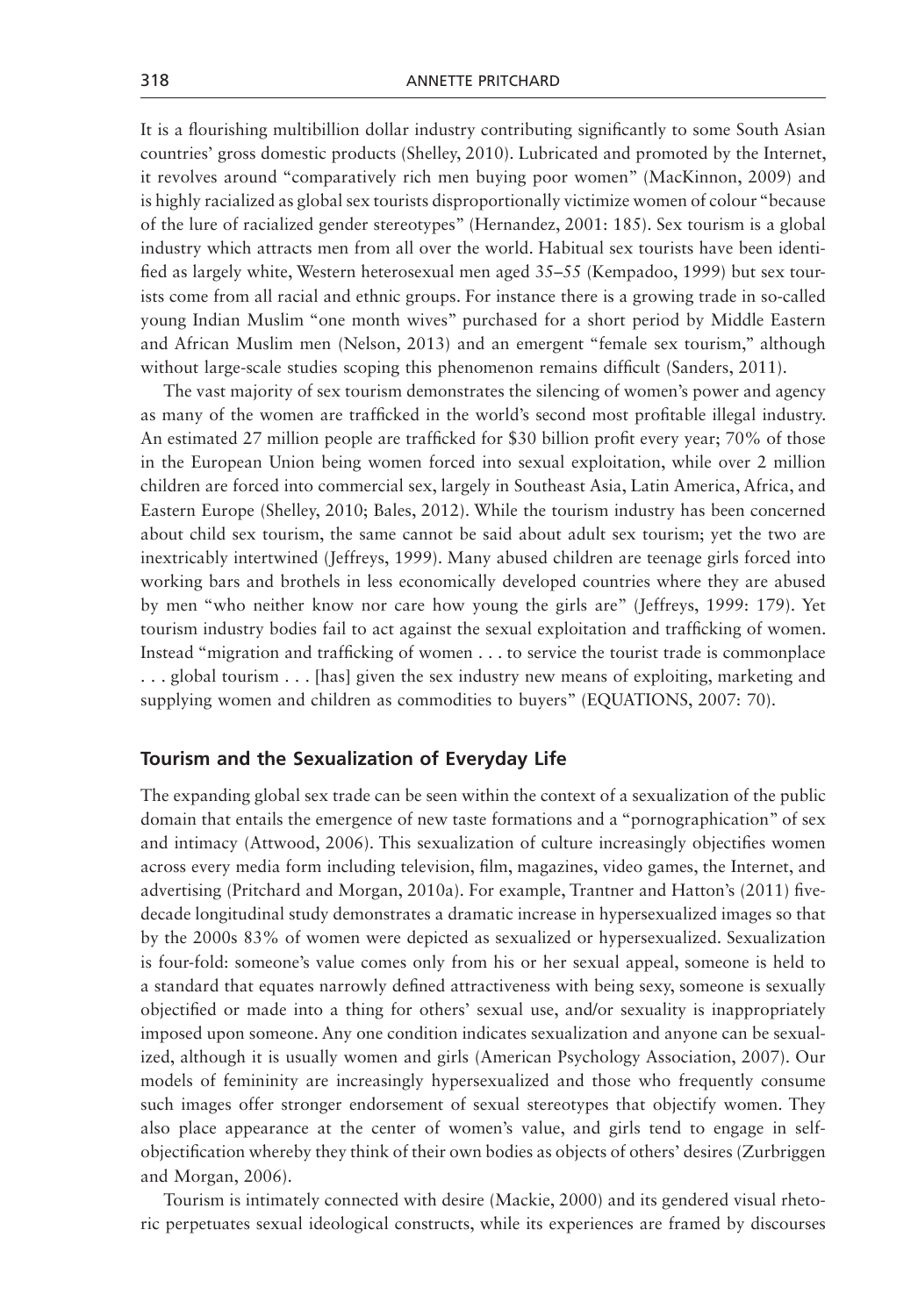It is a flourishing multibillion dollar industry contributing significantly to some South Asian countries' gross domestic products (Shelley, 2010). Lubricated and promoted by the Internet, it revolves around "comparatively rich men buying poor women" (MacKinnon, 2009) and is highly racialized as global sex tourists disproportionally victimize women of colour "because of the lure of racialized gender stereotypes" (Hernandez, 2001: 185). Sex tourism is a global industry which attracts men from all over the world. Habitual sex tourists have been identified as largely white, Western heterosexual men aged 35–55 (Kempadoo, 1999) but sex tourists come from all racial and ethnic groups. For instance there is a growing trade in so-called young Indian Muslim "one month wives" purchased for a short period by Middle Eastern and African Muslim men (Nelson, 2013) and an emergent "female sex tourism," although without large-scale studies scoping this phenomenon remains difficult (Sanders, 2011).

The vast majority of sex tourism demonstrates the silencing of women's power and agency as many of the women are trafficked in the world's second most profitable illegal industry. An estimated 27 million people are trafficked for $30 billion profit every year; 70% of those in the European Union being women forced into sexual exploitation, while over 2 million children are forced into commercial sex, largely in Southeast Asia, Latin America, Africa, and Eastern Europe (Shelley, 2010; Bales, 2012). While the tourism industry has been concerned about child sex tourism, the same cannot be said about adult sex tourism; yet the two are inextricably intertwined (Jeffreys, 1999). Many abused children are teenage girls forced into working bars and brothels in less economically developed countries where they are abused by men "who neither know nor care how young the girls are" (Jeffreys, 1999: 179). Yet tourism industry bodies fail to act against the sexual exploitation and trafficking of women. Instead "migration and trafficking of women . . . to service the tourist trade is commonplace . . . global tourism . . . [has] given the sex industry new means of exploiting, marketing and supplying women and children as commodities to buyers" (EQUATIONS, 2007: 70).

### Tourism and the Sexualization of Everyday Life

The expanding global sex trade can be seen within the context of a sexualization of the public domain that entails the emergence of new taste formations and a "pornographication" of sex and intimacy (Attwood, 2006). This sexualization of culture increasingly objectifies women across every media form including television, film, magazines, video games, the Internet, and advertising (Pritchard and Morgan, 2010a). For example, Trantner and Hatton's (2011) five-decade longitudinal study demonstrates a dramatic increase in hypersexualized images so that by the 2000s 83% of women were depicted as sexualized or hypersexualized. Sexualization is four-fold: someone's value comes only from his or her sexual appeal, someone is held to a standard that equates narrowly defined attractiveness with being sexy, someone is sexually objectified or made into a thing for others' sexual use, and/or sexuality is inappropriately imposed upon someone. Any one condition indicates sexualization and anyone can be sexualized, although it is usually women and girls (American Psychology Association, 2007). Our models of femininity are increasingly hypersexualized and those who frequently consume such images offer stronger endorsement of sexual stereotypes that objectify women. They also place appearance at the center of women's value, and girls tend to engage in self-objectification whereby they think of their own bodies as objects of others' desires (Zurbriggen and Morgan, 2006).

Tourism is intimately connected with desire (Mackie, 2000) and its gendered visual rhetoric perpetuates sexual ideological constructs, while its experiences are framed by discourses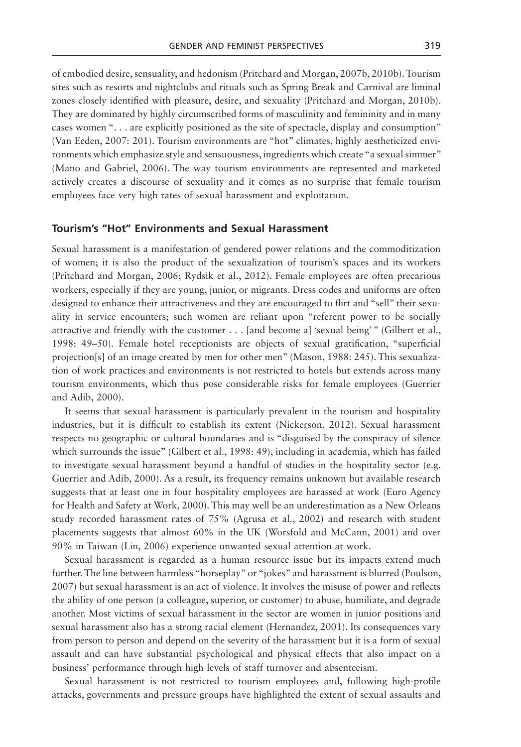of embodied desire, sensuality, and hedonism (Pritchard and Morgan, 2007b, 2010b). Tourism sites such as resorts and nightclubs and rituals such as Spring Break and Carnival are liminal zones closely identified with pleasure, desire, and sexuality (Pritchard and Morgan, 2010b). They are dominated by highly circumscribed forms of masculinity and femininity and in many cases women ". . . are explicitly positioned as the site of spectacle, display and consumption" (Van Eeden, 2007: 201). Tourism environments are "hot" climates, highly aestheticized environments which emphasize style and sensuousness, ingredients which create "a sexual simmer" (Mano and Gabriel, 2006). The way tourism environments are represented and marketed actively creates a discourse of sexuality and it comes as no surprise that female tourism employees face very high rates of sexual harassment and exploitation.

### Tourism's "Hot" Environments and Sexual Harassment

Sexual harassment is a manifestation of gendered power relations and the commoditization of women; it is also the product of the sexualization of tourism's spaces and its workers (Pritchard and Morgan, 2006; Rydsik et al., 2012). Female employees are often precarious workers, especially if they are young, junior, or migrants. Dress codes and uniforms are often designed to enhance their attractiveness and they are encouraged to flirt and "sell" their sexuality in service encounters; such women are reliant upon "referent power to be socially attractive and friendly with the customer . . . [and become a] 'sexual being' " (Gilbert et al., 1998: 49–50). Female hotel receptionists are objects of sexual gratification, "superficial projection[s] of an image created by men for other men" (Mason, 1988: 245). This sexualization of work practices and environments is not restricted to hotels but extends across many tourism environments, which thus pose considerable risks for female employees (Guerrier and Adib, 2000).

It seems that sexual harassment is particularly prevalent in the tourism and hospitality industries, but it is difficult to establish its extent (Nickerson, 2012). Sexual harassment respects no geographic or cultural boundaries and is "disguised by the conspiracy of silence which surrounds the issue" (Gilbert et al., 1998: 49), including in academia, which has failed to investigate sexual harassment beyond a handful of studies in the hospitality sector (e.g. Guerrier and Adib, 2000). As a result, its frequency remains unknown but available research suggests that at least one in four hospitality employees are harassed at work (Euro Agency for Health and Safety at Work, 2000). This may well be an underestimation as a New Orleans study recorded harassment rates of 75% (Agrusa et al., 2002) and research with student placements suggests that almost 60% in the UK (Worsfold and McCann, 2001) and over 90% in Taiwan (Lin, 2006) experience unwanted sexual attention at work.

Sexual harassment is regarded as a human resource issue but its impacts extend much further. The line between harmless "horseplay" or "jokes" and harassment is blurred (Poulson, 2007) but sexual harassment is an act of violence. It involves the misuse of power and reflects the ability of one person (a colleague, superior, or customer) to abuse, humiliate, and degrade another. Most victims of sexual harassment in the sector are women in junior positions and sexual harassment also has a strong racial element (Hernandez, 2001). Its consequences vary from person to person and depend on the severity of the harassment but it is a form of sexual assault and can have substantial psychological and physical effects that also impact on a business' performance through high levels of staff turnover and absenteeism.

Sexual harassment is not restricted to tourism employees and, following high-profile attacks, governments and pressure groups have highlighted the extent of sexual assaults and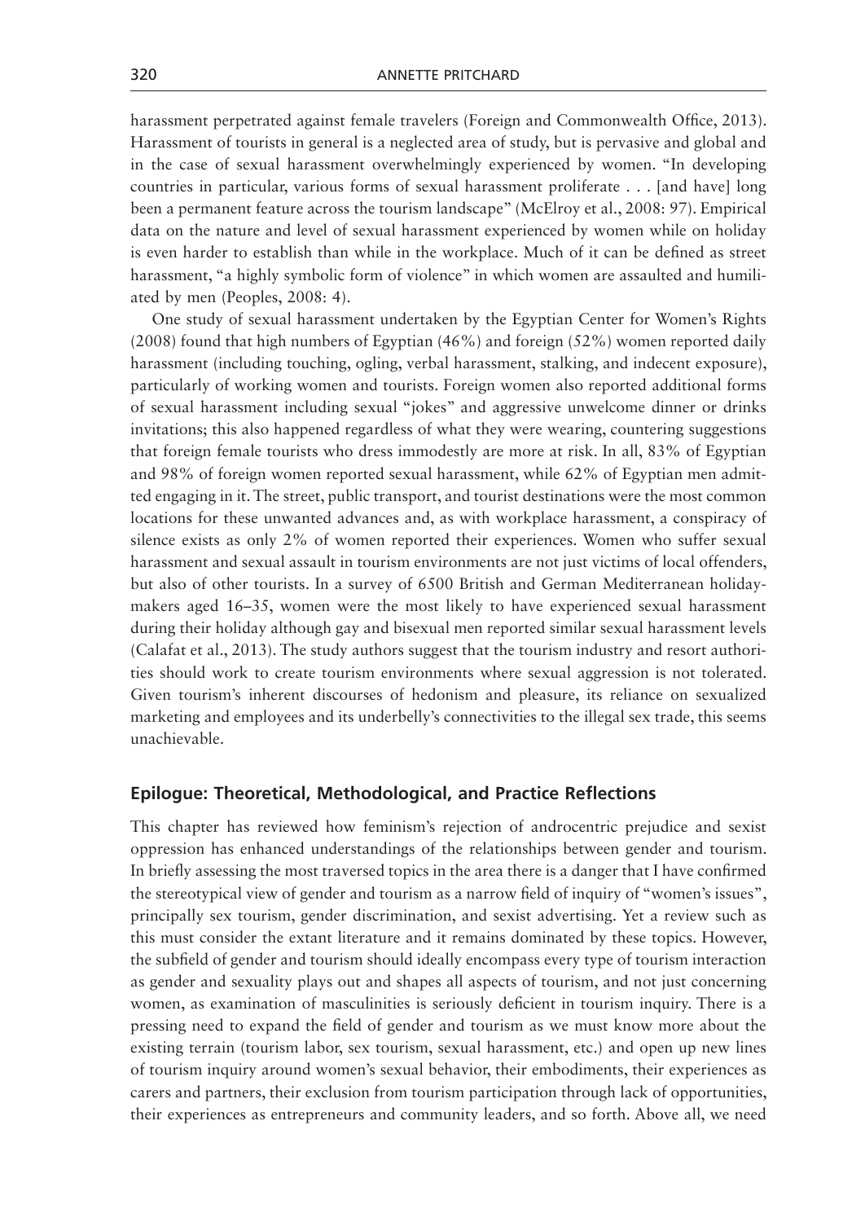harassment perpetrated against female travelers (Foreign and Commonwealth Office, 2013). Harassment of tourists in general is a neglected area of study, but is pervasive and global and in the case of sexual harassment overwhelmingly experienced by women. "In developing countries in particular, various forms of sexual harassment proliferate . . . [and have] long been a permanent feature across the tourism landscape" (McElroy et al., 2008: 97). Empirical data on the nature and level of sexual harassment experienced by women while on holiday is even harder to establish than while in the workplace. Much of it can be defined as street harassment, "a highly symbolic form of violence" in which women are assaulted and humiliated by men (Peoples, 2008: 4).

One study of sexual harassment undertaken by the Egyptian Center for Women's Rights (2008) found that high numbers of Egyptian (46%) and foreign (52%) women reported daily harassment (including touching, ogling, verbal harassment, stalking, and indecent exposure), particularly of working women and tourists. Foreign women also reported additional forms of sexual harassment including sexual "jokes" and aggressive unwelcome dinner or drinks invitations; this also happened regardless of what they were wearing, countering suggestions that foreign female tourists who dress immodestly are more at risk. In all, 83% of Egyptian and 98% of foreign women reported sexual harassment, while 62% of Egyptian men admitted engaging in it. The street, public transport, and tourist destinations were the most common locations for these unwanted advances and, as with workplace harassment, a conspiracy of silence exists as only 2% of women reported their experiences. Women who suffer sexual harassment and sexual assault in tourism environments are not just victims of local offenders, but also of other tourists. In a survey of 6500 British and German Mediterranean holidaymakers aged 16–35, women were the most likely to have experienced sexual harassment during their holiday although gay and bisexual men reported similar sexual harassment levels (Calafat et al., 2013). The study authors suggest that the tourism industry and resort authorities should work to create tourism environments where sexual aggression is not tolerated. Given tourism's inherent discourses of hedonism and pleasure, its reliance on sexualized marketing and employees and its underbelly's connectivities to the illegal sex trade, this seems unachievable.

## Epilogue: Theoretical, Methodological, and Practice Reflections

This chapter has reviewed how feminism's rejection of androcentric prejudice and sexist oppression has enhanced understandings of the relationships between gender and tourism. In briefly assessing the most traversed topics in the area there is a danger that I have confirmed the stereotypical view of gender and tourism as a narrow field of inquiry of "women's issues", principally sex tourism, gender discrimination, and sexist advertising. Yet a review such as this must consider the extant literature and it remains dominated by these topics. However, the subfield of gender and tourism should ideally encompass every type of tourism interaction as gender and sexuality plays out and shapes all aspects of tourism, and not just concerning women, as examination of masculinities is seriously deficient in tourism inquiry. There is a pressing need to expand the field of gender and tourism as we must know more about the existing terrain (tourism labor, sex tourism, sexual harassment, etc.) and open up new lines of tourism inquiry around women's sexual behavior, their embodiments, their experiences as carers and partners, their exclusion from tourism participation through lack of opportunities, their experiences as entrepreneurs and community leaders, and so forth. Above all, we need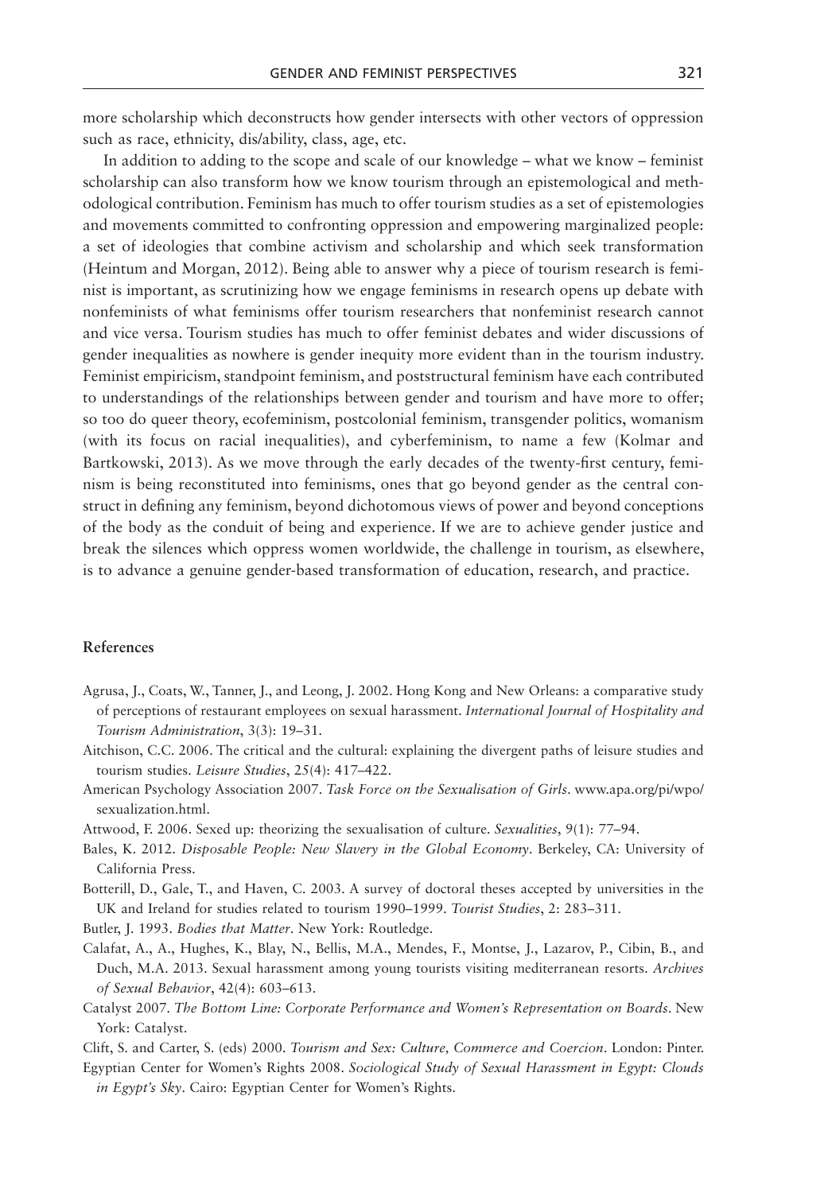more scholarship which deconstructs how gender intersects with other vectors of oppression such as race, ethnicity, dis/ability, class, age, etc.

In addition to adding to the scope and scale of our knowledge – what we know – feminist scholarship can also transform how we know tourism through an epistemological and methodological contribution. Feminism has much to offer tourism studies as a set of epistemologies and movements committed to confronting oppression and empowering marginalized people: a set of ideologies that combine activism and scholarship and which seek transformation (Heintum and Morgan, 2012). Being able to answer why a piece of tourism research is feminist is important, as scrutinizing how we engage feminisms in research opens up debate with nonfeminists of what feminisms offer tourism researchers that nonfeminist research cannot and vice versa. Tourism studies has much to offer feminist debates and wider discussions of gender inequalities as nowhere is gender inequity more evident than in the tourism industry. Feminist empiricism, standpoint feminism, and poststructural feminism have each contributed to understandings of the relationships between gender and tourism and have more to offer; so too do queer theory, ecofeminism, postcolonial feminism, transgender politics, womanism (with its focus on racial inequalities), and cyberfeminism, to name a few (Kolmar and Bartkowski, 2013). As we move through the early decades of the twenty-first century, feminism is being reconstituted into feminisms, ones that go beyond gender as the central construct in defining any feminism, beyond dichotomous views of power and beyond conceptions of the body as the conduit of being and experience. If we are to achieve gender justice and break the silences which oppress women worldwide, the challenge in tourism, as elsewhere, is to advance a genuine gender-based transformation of education, research, and practice.

## References

Agrusa, J., Coats, W., Tanner, J., and Leong, J. 2002. Hong Kong and New Orleans: a comparative study of perceptions of restaurant employees on sexual harassment. *International Journal of Hospitality and Tourism Administration*, 3(3): 19–31.

Aitchison, C.C. 2006. The critical and the cultural: explaining the divergent paths of leisure studies and tourism studies. *Leisure Studies*, 25(4): 417–422.

American Psychology Association 2007. *Task Force on the Sexualisation of Girls*. www.apa.org/pi/wpo/sexualization.html.

Attwood, F. 2006. Sexed up: theorizing the sexualisation of culture. *Sexualities*, 9(1): 77–94.

Bales, K. 2012. *Disposable People: New Slavery in the Global Economy*. Berkeley, CA: University of California Press.

Botterill, D., Gale, T., and Haven, C. 2003. A survey of doctoral theses accepted by universities in the UK and Ireland for studies related to tourism 1990–1999. *Tourist Studies*, 2: 283–311.

Butler, J. 1993. *Bodies that Matter*. New York: Routledge.

Calafat, A., A., Hughes, K., Blay, N., Bellis, M.A., Mendes, F., Montse, J., Lazarov, P., Cibin, B., and Duch, M.A. 2013. Sexual harassment among young tourists visiting mediterranean resorts. *Archives of Sexual Behavior*, 42(4): 603–613.

Catalyst 2007. *The Bottom Line: Corporate Performance and Women's Representation on Boards*. New York: Catalyst.

Clift, S. and Carter, S. (eds) 2000. *Tourism and Sex: Culture, Commerce and Coercion*. London: Pinter.

Egyptian Center for Women's Rights 2008. *Sociological Study of Sexual Harassment in Egypt: Clouds in Egypt's Sky*. Cairo: Egyptian Center for Women's Rights.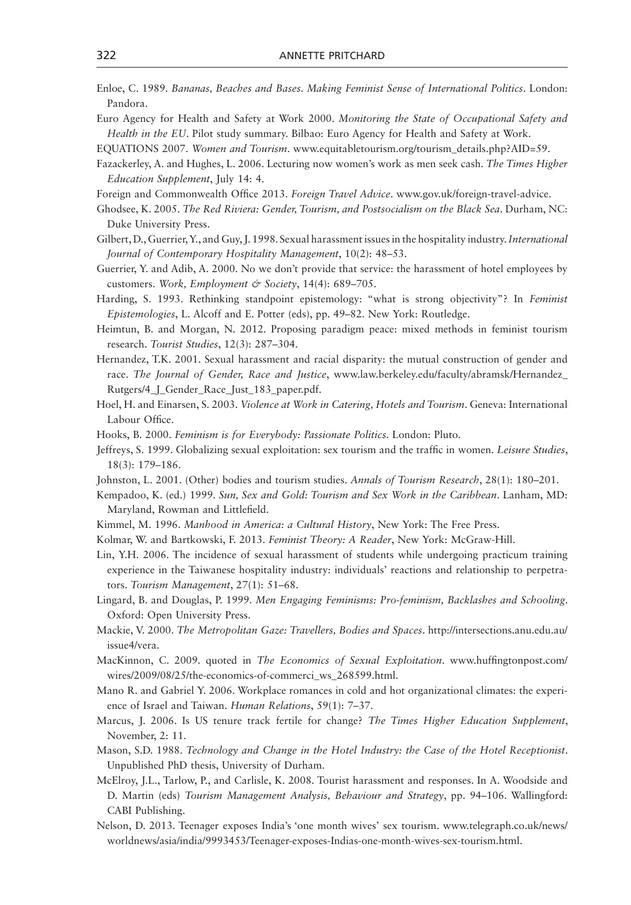Enloe, C. 1989. *Bananas, Beaches and Bases. Making Feminist Sense of International Politics*. London: Pandora.

Euro Agency for Health and Safety at Work 2000. *Monitoring the State of Occupational Safety and Health in the EU*. Pilot study summary. Bilbao: Euro Agency for Health and Safety at Work.

EQUATIONS 2007. *Women and Tourism*. www.equitabletourism.org/tourism_details.php?AID=59.

Fazackerley, A. and Hughes, L. 2006. Lecturing now women's work as men seek cash. *The Times Higher Education Supplement*, July 14: 4.

Foreign and Commonwealth Office 2013. *Foreign Travel Advice*. www.gov.uk/foreign-travel-advice.

Ghodsee, K. 2005. *The Red Riviera: Gender, Tourism, and Postsocialism on the Black Sea*. Durham, NC: Duke University Press.

Gilbert, D., Guerrier, Y., and Guy, J. 1998. Sexual harassment issues in the hospitality industry. *International Journal of Contemporary Hospitality Management*, 10(2): 48–53.

Guerrier, Y. and Adib, A. 2000. No we don't provide that service: the harassment of hotel employees by customers. *Work, Employment & Society*, 14(4): 689–705.

Harding, S. 1993. Rethinking standpoint epistemology: "what is strong objectivity"? In *Feminist Epistemologies*, L. Alcoff and E. Potter (eds), pp. 49–82. New York: Routledge.

Heimtun, B. and Morgan, N. 2012. Proposing paradigm peace: mixed methods in feminist tourism research. *Tourist Studies*, 12(3): 287–304.

Hernandez, T.K. 2001. Sexual harassment and racial disparity: the mutual construction of gender and race. *The Journal of Gender, Race and Justice*, www.law.berkeley.edu/faculty/abramsk/Hernandez_Rutgers/4_J_Gender_Race_Just_183_paper.pdf.

Hoel, H. and Einarsen, S. 2003. *Violence at Work in Catering, Hotels and Tourism*. Geneva: International Labour Office.

Hooks, B. 2000. *Feminism is for Everybody: Passionate Politics*. London: Pluto.

Jeffreys, S. 1999. Globalizing sexual exploitation: sex tourism and the traffic in women. *Leisure Studies*, 18(3): 179–186.

Johnston, L. 2001. (Other) bodies and tourism studies. *Annals of Tourism Research*, 28(1): 180–201.

Kempadoo, K. (ed.) 1999. *Sun, Sex and Gold: Tourism and Sex Work in the Caribbean*. Lanham, MD: Maryland, Rowman and Littlefield.

Kimmel, M. 1996. *Manhood in America: a Cultural History*, New York: The Free Press.

Kolmar, W. and Bartkowski, F. 2013. *Feminist Theory: A Reader*, New York: McGraw-Hill.

Lin, Y.H. 2006. The incidence of sexual harassment of students while undergoing practicum training experience in the Taiwanese hospitality industry: individuals' reactions and relationship to perpetrators. *Tourism Management*, 27(1): 51–68.

Lingard, B. and Douglas, P. 1999. *Men Engaging Feminisms: Pro-feminism, Backlashes and Schooling*. Oxford: Open University Press.

Mackie, V. 2000. *The Metropolitan Gaze: Travellers, Bodies and Spaces*. http://intersections.anu.edu.au/issue4/vera.

MacKinnon, C. 2009. quoted in *The Economics of Sexual Exploitation*. www.huffingtonpost.com/wires/2009/08/25/the-economics-of-commerci_ws_268599.html.

Mano R. and Gabriel Y. 2006. Workplace romances in cold and hot organizational climates: the experience of Israel and Taiwan. *Human Relations*, 59(1): 7–37.

Marcus, J. 2006. Is US tenure track fertile for change? *The Times Higher Education Supplement*, November, 2: 11.

Mason, S.D. 1988. *Technology and Change in the Hotel Industry: the Case of the Hotel Receptionist*. Unpublished PhD thesis, University of Durham.

McElroy, J.L., Tarlow, P., and Carlisle, K. 2008. Tourist harassment and responses. In A. Woodside and D. Martin (eds) *Tourism Management Analysis, Behaviour and Strategy*, pp. 94–106. Wallingford: CABI Publishing.

Nelson, D. 2013. Teenager exposes India's 'one month wives' sex tourism. www.telegraph.co.uk/news/worldnews/asia/india/9993453/Teenager-exposes-Indias-one-month-wives-sex-tourism.html.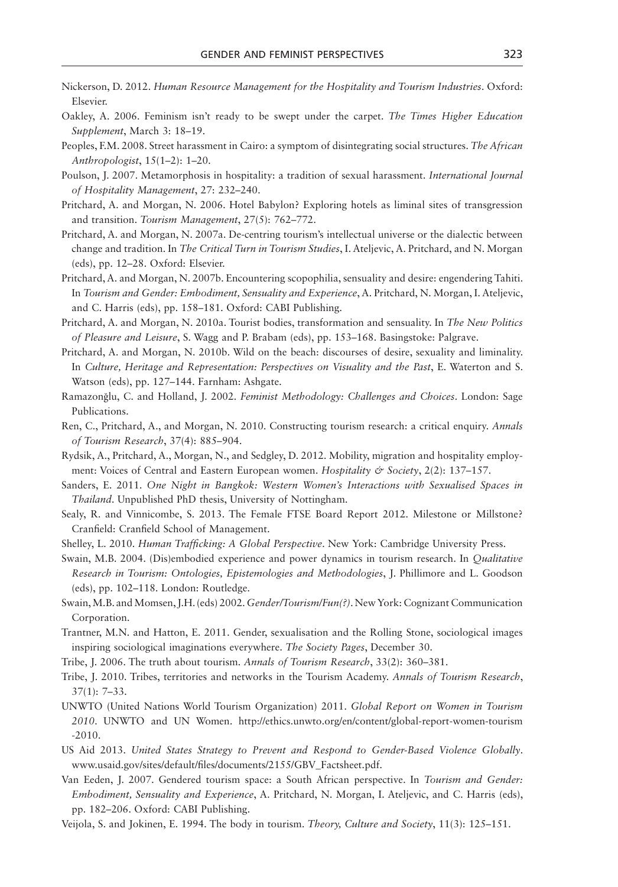Nickerson, D. 2012. *Human Resource Management for the Hospitality and Tourism Industries*. Oxford: Elsevier.

Oakley, A. 2006. Feminism isn't ready to be swept under the carpet. *The Times Higher Education Supplement*, March 3: 18–19.

Peoples, F.M. 2008. Street harassment in Cairo: a symptom of disintegrating social structures. *The African Anthropologist*, 15(1–2): 1–20.

Poulson, J. 2007. Metamorphosis in hospitality: a tradition of sexual harassment. *International Journal of Hospitality Management*, 27: 232–240.

Pritchard, A. and Morgan, N. 2006. Hotel Babylon? Exploring hotels as liminal sites of transgression and transition. *Tourism Management*, 27(5): 762–772.

Pritchard, A. and Morgan, N. 2007a. De-centring tourism's intellectual universe or the dialectic between change and tradition. In *The Critical Turn in Tourism Studies*, I. Ateljevic, A. Pritchard, and N. Morgan (eds), pp. 12–28. Oxford: Elsevier.

Pritchard, A. and Morgan, N. 2007b. Encountering scopophilia, sensuality and desire: engendering Tahiti. In *Tourism and Gender: Embodiment, Sensuality and Experience*, A. Pritchard, N. Morgan, I. Ateljevic, and C. Harris (eds), pp. 158–181. Oxford: CABI Publishing.

Pritchard, A. and Morgan, N. 2010a. Tourist bodies, transformation and sensuality. In *The New Politics of Pleasure and Leisure*, S. Wagg and P. Brabam (eds), pp. 153–168. Basingstoke: Palgrave.

Pritchard, A. and Morgan, N. 2010b. Wild on the beach: discourses of desire, sexuality and liminality. In *Culture, Heritage and Representation: Perspectives on Visuality and the Past*, E. Waterton and S. Watson (eds), pp. 127–144. Farnham: Ashgate.

Ramazonğlu, C. and Holland, J. 2002. *Feminist Methodology: Challenges and Choices*. London: Sage Publications.

Ren, C., Pritchard, A., and Morgan, N. 2010. Constructing tourism research: a critical enquiry. *Annals of Tourism Research*, 37(4): 885–904.

Rydsik, A., Pritchard, A., Morgan, N., and Sedgley, D. 2012. Mobility, migration and hospitality employment: Voices of Central and Eastern European women. *Hospitality & Society*, 2(2): 137–157.

Sanders, E. 2011. *One Night in Bangkok: Western Women's Interactions with Sexualised Spaces in Thailand*. Unpublished PhD thesis, University of Nottingham.

Sealy, R. and Vinnicombe, S. 2013. The Female FTSE Board Report 2012. Milestone or Millstone? Cranfield: Cranfield School of Management.

Shelley, L. 2010. *Human Trafficking: A Global Perspective*. New York: Cambridge University Press.

Swain, M.B. 2004. (Dis)embodied experience and power dynamics in tourism research. In *Qualitative Research in Tourism: Ontologies, Epistemologies and Methodologies*, J. Phillimore and L. Goodson (eds), pp. 102–118. London: Routledge.

Swain, M.B. and Momsen, J.H. (eds) 2002. *Gender/Tourism/Fun(?)*. New York: Cognizant Communication Corporation.

Trantner, M.N. and Hatton, E. 2011. Gender, sexualisation and the Rolling Stone, sociological images inspiring sociological imaginations everywhere. *The Society Pages*, December 30.

Tribe, J. 2006. The truth about tourism. *Annals of Tourism Research*, 33(2): 360–381.

Tribe, J. 2010. Tribes, territories and networks in the Tourism Academy. *Annals of Tourism Research*, 37(1): 7–33.

UNWTO (United Nations World Tourism Organization) 2011. *Global Report on Women in Tourism 2010*. UNWTO and UN Women. http://ethics.unwto.org/en/content/global-report-women-tourism-2010.

US Aid 2013. *United States Strategy to Prevent and Respond to Gender-Based Violence Globally*. www.usaid.gov/sites/default/files/documents/2155/GBV_Factsheet.pdf.

Van Eeden, J. 2007. Gendered tourism space: a South African perspective. In *Tourism and Gender: Embodiment, Sensuality and Experience*, A. Pritchard, N. Morgan, I. Ateljevic, and C. Harris (eds), pp. 182–206. Oxford: CABI Publishing.

Veijola, S. and Jokinen, E. 1994. The body in tourism. *Theory, Culture and Society*, 11(3): 125–151.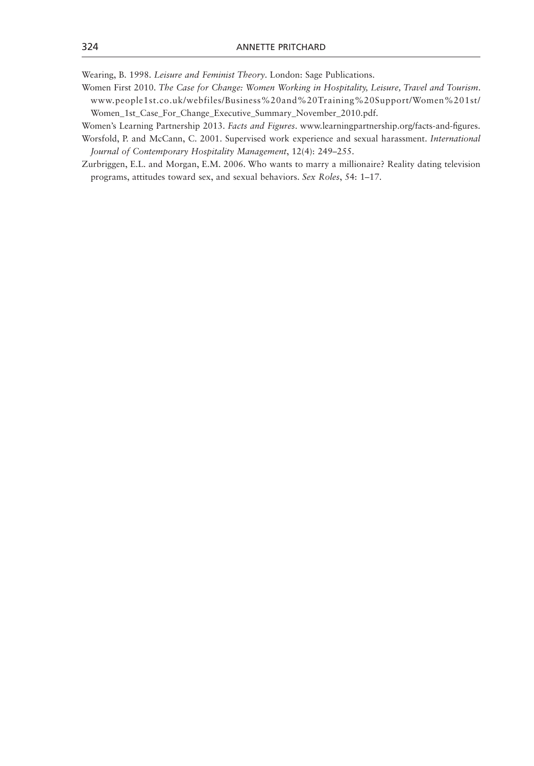Wearing, B. 1998. *Leisure and Feminist Theory*. London: Sage Publications.

Women First 2010. *The Case for Change: Women Working in Hospitality, Leisure, Travel and Tourism*. www.people1st.co.uk/webfiles/Business%20and%20Training%20Support/Women%201st/Women_1st_Case_For_Change_Executive_Summary_November_2010.pdf.

Women's Learning Partnership 2013. *Facts and Figures*. www.learningpartnership.org/facts-and-figures.

Worsfold, P. and McCann, C. 2001. Supervised work experience and sexual harassment. *International Journal of Contemporary Hospitality Management*, 12(4): 249–255.

Zurbriggen, E.L. and Morgan, E.M. 2006. Who wants to marry a millionaire? Reality dating television programs, attitudes toward sex, and sexual behaviors. *Sex Roles*, 54: 1–17.